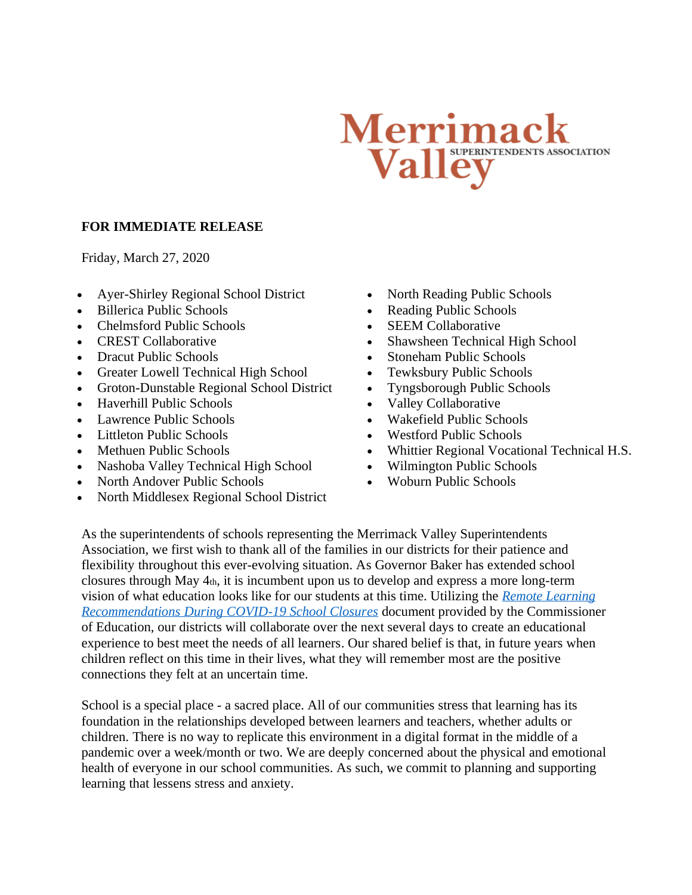# Merrimack Valley
SUPERINTENDENTS ASSOCIATION

**FOR IMMEDIATE RELEASE**

Friday, March 27, 2020

- Ayer-Shirley Regional School District
- Billerica Public Schools
- Chelmsford Public Schools
- CREST Collaborative
- Dracut Public Schools
- Greater Lowell Technical High School
- Groton-Dunstable Regional School District
- Haverhill Public Schools
- Lawrence Public Schools
- Littleton Public Schools
- Methuen Public Schools
- Nashoba Valley Technical High School
- North Andover Public Schools
- North Middlesex Regional School District
- North Reading Public Schools
- Reading Public Schools
- SEEM Collaborative
- Shawsheen Technical High School
- Stoneham Public Schools
- Tewksbury Public Schools
- Tyngsborough Public Schools
- Valley Collaborative
- Wakefield Public Schools
- Westford Public Schools
- Whittier Regional Vocational Technical H.S.
- Wilmington Public Schools
- Woburn Public Schools

As the superintendents of schools representing the Merrimack Valley Superintendents Association, we first wish to thank all of the families in our districts for their patience and flexibility throughout this ever-evolving situation. As Governor Baker has extended school closures through May 4th, it is incumbent upon us to develop and express a more long-term vision of what education looks like for our students at this time. Utilizing the *Remote Learning Recommendations During COVID-19 School Closures* document provided by the Commissioner of Education, our districts will collaborate over the next several days to create an educational experience to best meet the needs of all learners. Our shared belief is that, in future years when children reflect on this time in their lives, what they will remember most are the positive connections they felt at an uncertain time.

School is a special place - a sacred place. All of our communities stress that learning has its foundation in the relationships developed between learners and teachers, whether adults or children. There is no way to replicate this environment in a digital format in the middle of a pandemic over a week/month or two. We are deeply concerned about the physical and emotional health of everyone in our school communities. As such, we commit to planning and supporting learning that lessens stress and anxiety.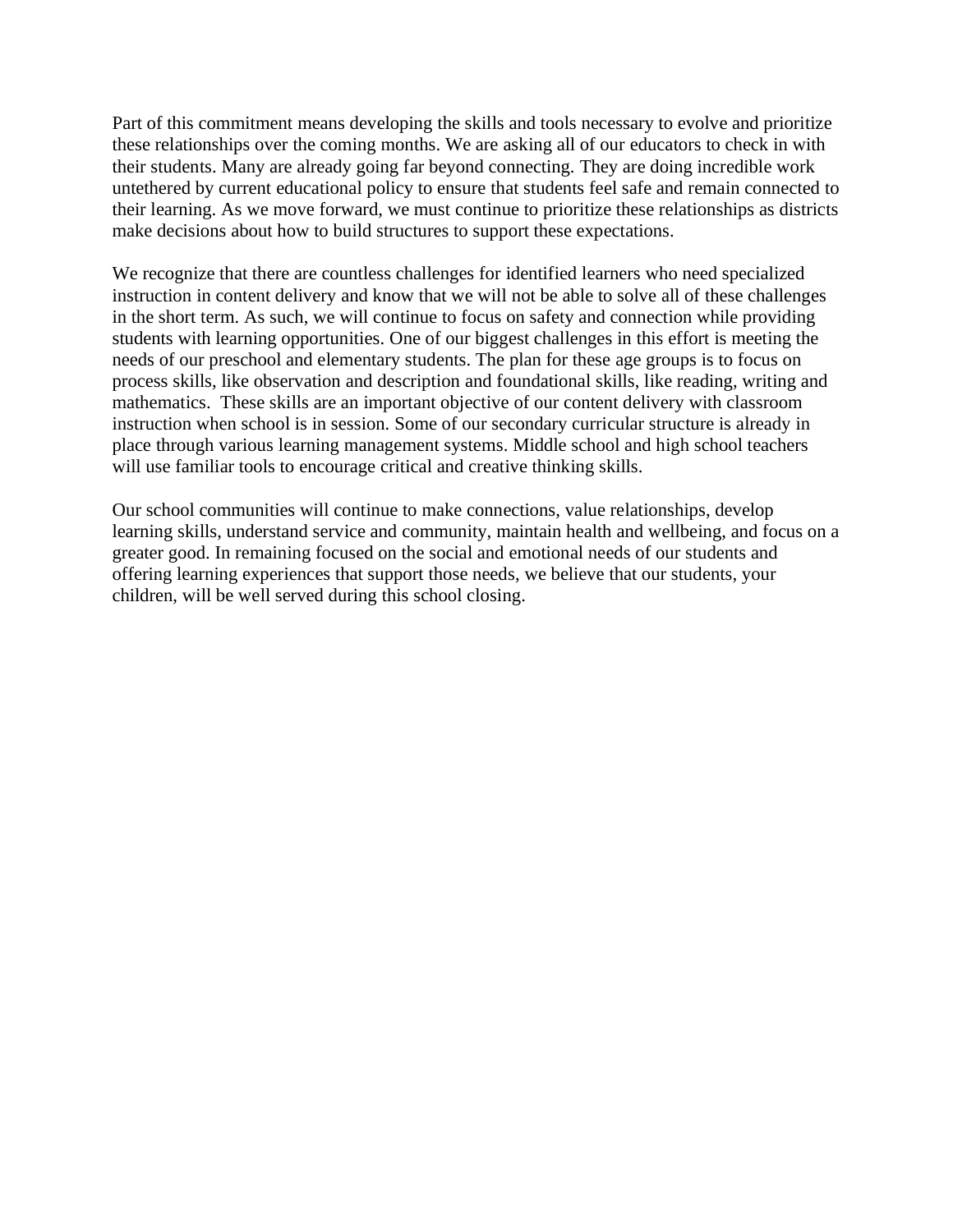Part of this commitment means developing the skills and tools necessary to evolve and prioritize these relationships over the coming months. We are asking all of our educators to check in with their students. Many are already going far beyond connecting. They are doing incredible work untethered by current educational policy to ensure that students feel safe and remain connected to their learning. As we move forward, we must continue to prioritize these relationships as districts make decisions about how to build structures to support these expectations.

We recognize that there are countless challenges for identified learners who need specialized instruction in content delivery and know that we will not be able to solve all of these challenges in the short term. As such, we will continue to focus on safety and connection while providing students with learning opportunities. One of our biggest challenges in this effort is meeting the needs of our preschool and elementary students. The plan for these age groups is to focus on process skills, like observation and description and foundational skills, like reading, writing and mathematics. These skills are an important objective of our content delivery with classroom instruction when school is in session. Some of our secondary curricular structure is already in place through various learning management systems. Middle school and high school teachers will use familiar tools to encourage critical and creative thinking skills.

Our school communities will continue to make connections, value relationships, develop learning skills, understand service and community, maintain health and wellbeing, and focus on a greater good. In remaining focused on the social and emotional needs of our students and offering learning experiences that support those needs, we believe that our students, your children, will be well served during this school closing.